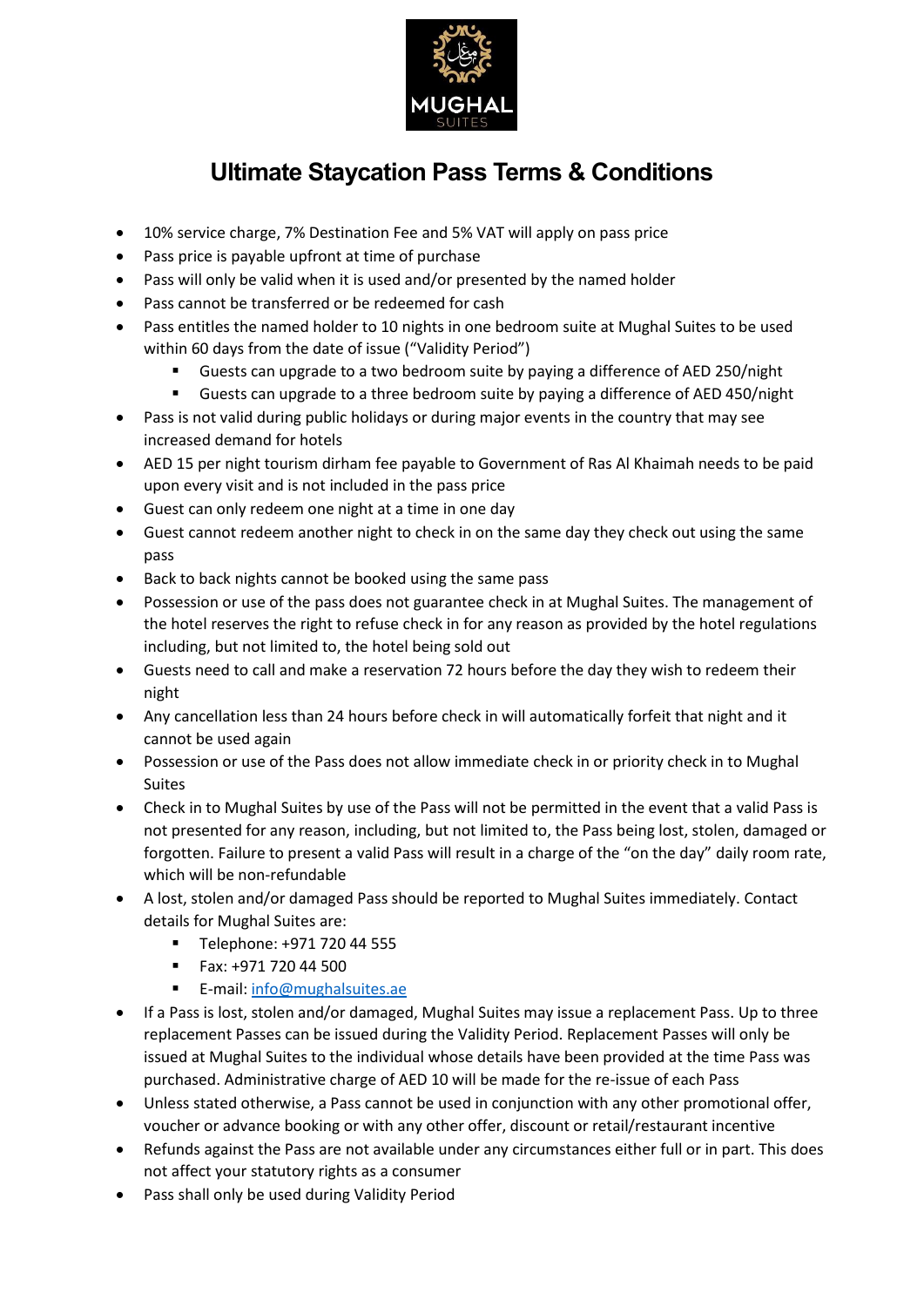# Ultimate Staycation Pass Terms & Conditions

- 10% service charge, 7% Destination Fee and 5% VAT will apply on pass price
- Pass price is payable upfront at time of purchase
- Pass will only be valid when it is used and/or presented by the named holder
- Pass cannot be transferred or be redeemed for cash
- Pass entitles the named holder to 10 nights in one bedroom suite at Mughal Suites to be used within 60 days from the date of issue ("Validity Period")
  - Guests can upgrade to a two bedroom suite by paying a difference of AED 250/night
  - Guests can upgrade to a three bedroom suite by paying a difference of AED 450/night
- Pass is not valid during public holidays or during major events in the country that may see increased demand for hotels
- AED 15 per night tourism dirham fee payable to Government of Ras Al Khaimah needs to be paid upon every visit and is not included in the pass price
- Guest can only redeem one night at a time in one day
- Guest cannot redeem another night to check in on the same day they check out using the same pass
- Back to back nights cannot be booked using the same pass
- Possession or use of the pass does not guarantee check in at Mughal Suites. The management of the hotel reserves the right to refuse check in for any reason as provided by the hotel regulations including, but not limited to, the hotel being sold out
- Guests need to call and make a reservation 72 hours before the day they wish to redeem their night
- Any cancellation less than 24 hours before check in will automatically forfeit that night and it cannot be used again
- Possession or use of the Pass does not allow immediate check in or priority check in to Mughal Suites
- Check in to Mughal Suites by use of the Pass will not be permitted in the event that a valid Pass is not presented for any reason, including, but not limited to, the Pass being lost, stolen, damaged or forgotten. Failure to present a valid Pass will result in a charge of the "on the day" daily room rate, which will be non-refundable
- A lost, stolen and/or damaged Pass should be reported to Mughal Suites immediately. Contact details for Mughal Suites are:
  - Telephone: +971 720 44 555
  - Fax: +971 720 44 500
  - E-mail: info@mughalsuites.ae
- If a Pass is lost, stolen and/or damaged, Mughal Suites may issue a replacement Pass. Up to three replacement Passes can be issued during the Validity Period. Replacement Passes will only be issued at Mughal Suites to the individual whose details have been provided at the time Pass was purchased. Administrative charge of AED 10 will be made for the re-issue of each Pass
- Unless stated otherwise, a Pass cannot be used in conjunction with any other promotional offer, voucher or advance booking or with any other offer, discount or retail/restaurant incentive
- Refunds against the Pass are not available under any circumstances either full or in part. This does not affect your statutory rights as a consumer
- Pass shall only be used during Validity Period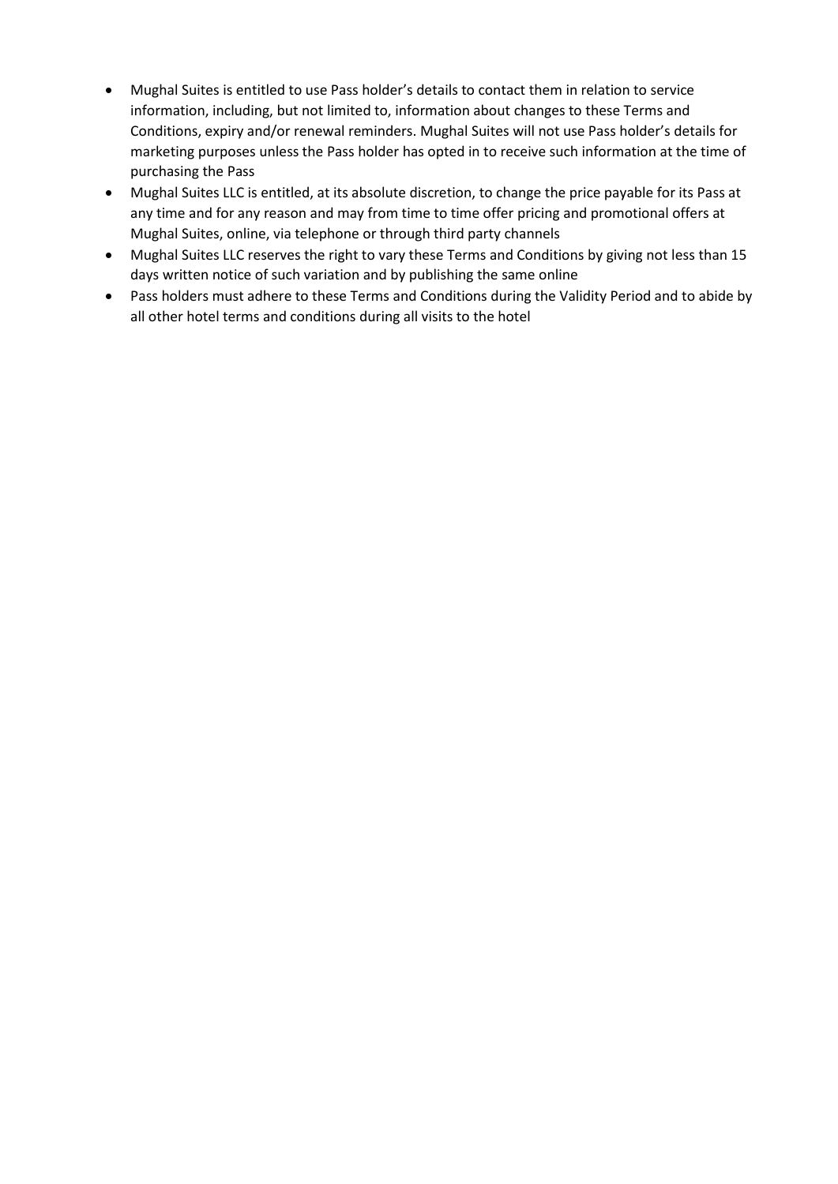- Mughal Suites is entitled to use Pass holder's details to contact them in relation to service information, including, but not limited to, information about changes to these Terms and Conditions, expiry and/or renewal reminders. Mughal Suites will not use Pass holder's details for marketing purposes unless the Pass holder has opted in to receive such information at the time of purchasing the Pass
- Mughal Suites LLC is entitled, at its absolute discretion, to change the price payable for its Pass at any time and for any reason and may from time to time offer pricing and promotional offers at Mughal Suites, online, via telephone or through third party channels
- Mughal Suites LLC reserves the right to vary these Terms and Conditions by giving not less than 15 days written notice of such variation and by publishing the same online
- Pass holders must adhere to these Terms and Conditions during the Validity Period and to abide by all other hotel terms and conditions during all visits to the hotel